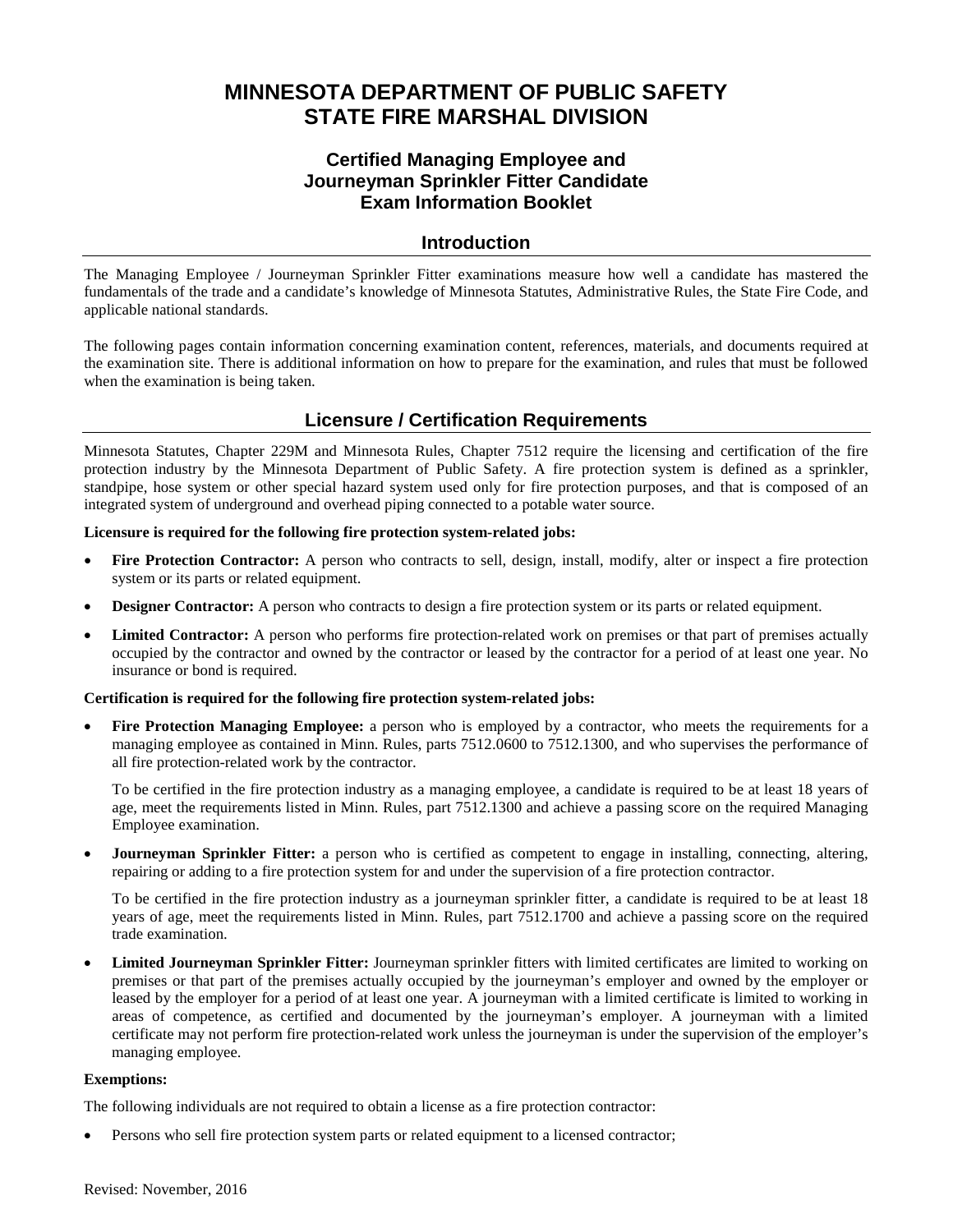# MINNESOTA DEPARTMENT OF PUBLIC SAFETY
# STATE FIRE MARSHAL DIVISION

### Certified Managing Employee and Journeyman Sprinkler Fitter Candidate Exam Information Booklet

## Introduction

The Managing Employee / Journeyman Sprinkler Fitter examinations measure how well a candidate has mastered the fundamentals of the trade and a candidate's knowledge of Minnesota Statutes, Administrative Rules, the State Fire Code, and applicable national standards.

The following pages contain information concerning examination content, references, materials, and documents required at the examination site. There is additional information on how to prepare for the examination, and rules that must be followed when the examination is being taken.

## Licensure / Certification Requirements

Minnesota Statutes, Chapter 229M and Minnesota Rules, Chapter 7512 require the licensing and certification of the fire protection industry by the Minnesota Department of Public Safety. A fire protection system is defined as a sprinkler, standpipe, hose system or other special hazard system used only for fire protection purposes, and that is composed of an integrated system of underground and overhead piping connected to a potable water source.

**Licensure is required for the following fire protection system-related jobs:**

- **Fire Protection Contractor:** A person who contracts to sell, design, install, modify, alter or inspect a fire protection system or its parts or related equipment.
- **Designer Contractor:** A person who contracts to design a fire protection system or its parts or related equipment.
- **Limited Contractor:** A person who performs fire protection-related work on premises or that part of premises actually occupied by the contractor and owned by the contractor or leased by the contractor for a period of at least one year. No insurance or bond is required.

**Certification is required for the following fire protection system-related jobs:**

- **Fire Protection Managing Employee:** a person who is employed by a contractor, who meets the requirements for a managing employee as contained in Minn. Rules, parts 7512.0600 to 7512.1300, and who supervises the performance of all fire protection-related work by the contractor.

  To be certified in the fire protection industry as a managing employee, a candidate is required to be at least 18 years of age, meet the requirements listed in Minn. Rules, part 7512.1300 and achieve a passing score on the required Managing Employee examination.

- **Journeyman Sprinkler Fitter:** a person who is certified as competent to engage in installing, connecting, altering, repairing or adding to a fire protection system for and under the supervision of a fire protection contractor.

  To be certified in the fire protection industry as a journeyman sprinkler fitter, a candidate is required to be at least 18 years of age, meet the requirements listed in Minn. Rules, part 7512.1700 and achieve a passing score on the required trade examination.

- **Limited Journeyman Sprinkler Fitter:** Journeyman sprinkler fitters with limited certificates are limited to working on premises or that part of the premises actually occupied by the journeyman's employer and owned by the employer or leased by the employer for a period of at least one year. A journeyman with a limited certificate is limited to working in areas of competence, as certified and documented by the journeyman's employer. A journeyman with a limited certificate may not perform fire protection-related work unless the journeyman is under the supervision of the employer's managing employee.

**Exemptions:**

The following individuals are not required to obtain a license as a fire protection contractor:

- Persons who sell fire protection system parts or related equipment to a licensed contractor;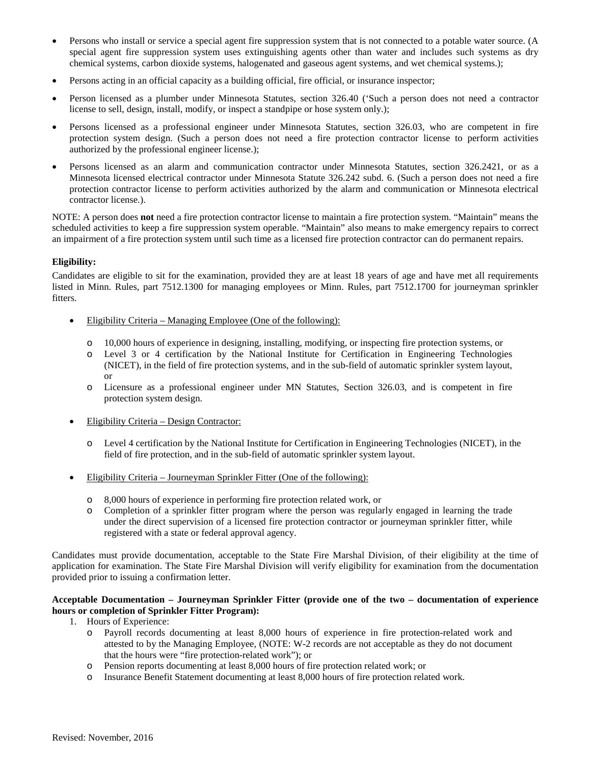- Persons who install or service a special agent fire suppression system that is not connected to a potable water source. (A special agent fire suppression system uses extinguishing agents other than water and includes such systems as dry chemical systems, carbon dioxide systems, halogenated and gaseous agent systems, and wet chemical systems.);
- Persons acting in an official capacity as a building official, fire official, or insurance inspector;
- Person licensed as a plumber under Minnesota Statutes, section 326.40 ('Such a person does not need a contractor license to sell, design, install, modify, or inspect a standpipe or hose system only.);
- Persons licensed as a professional engineer under Minnesota Statutes, section 326.03, who are competent in fire protection system design. (Such a person does not need a fire protection contractor license to perform activities authorized by the professional engineer license.);
- Persons licensed as an alarm and communication contractor under Minnesota Statutes, section 326.2421, or as a Minnesota licensed electrical contractor under Minnesota Statute 326.242 subd. 6. (Such a person does not need a fire protection contractor license to perform activities authorized by the alarm and communication or Minnesota electrical contractor license.).

NOTE: A person does **not** need a fire protection contractor license to maintain a fire protection system. "Maintain" means the scheduled activities to keep a fire suppression system operable. "Maintain" also means to make emergency repairs to correct an impairment of a fire protection system until such time as a licensed fire protection contractor can do permanent repairs.

**Eligibility:**

Candidates are eligible to sit for the examination, provided they are at least 18 years of age and have met all requirements listed in Minn. Rules, part 7512.1300 for managing employees or Minn. Rules, part 7512.1700 for journeyman sprinkler fitters.

- Eligibility Criteria – Managing Employee (One of the following):
  - 10,000 hours of experience in designing, installing, modifying, or inspecting fire protection systems, or
  - Level 3 or 4 certification by the National Institute for Certification in Engineering Technologies (NICET), in the field of fire protection systems, and in the sub-field of automatic sprinkler system layout, or
  - Licensure as a professional engineer under MN Statutes, Section 326.03, and is competent in fire protection system design.
- Eligibility Criteria – Design Contractor:
  - Level 4 certification by the National Institute for Certification in Engineering Technologies (NICET), in the field of fire protection, and in the sub-field of automatic sprinkler system layout.
- Eligibility Criteria – Journeyman Sprinkler Fitter (One of the following):
  - 8,000 hours of experience in performing fire protection related work, or
  - Completion of a sprinkler fitter program where the person was regularly engaged in learning the trade under the direct supervision of a licensed fire protection contractor or journeyman sprinkler fitter, while registered with a state or federal approval agency.

Candidates must provide documentation, acceptable to the State Fire Marshal Division, of their eligibility at the time of application for examination. The State Fire Marshal Division will verify eligibility for examination from the documentation provided prior to issuing a confirmation letter.

**Acceptable Documentation – Journeyman Sprinkler Fitter (provide one of the two – documentation of experience hours or completion of Sprinkler Fitter Program):**

1. Hours of Experience:
   - Payroll records documenting at least 8,000 hours of experience in fire protection-related work and attested to by the Managing Employee, (NOTE: W-2 records are not acceptable as they do not document that the hours were "fire protection-related work"); or
   - Pension reports documenting at least 8,000 hours of fire protection related work; or
   - Insurance Benefit Statement documenting at least 8,000 hours of fire protection related work.

Revised: November, 2016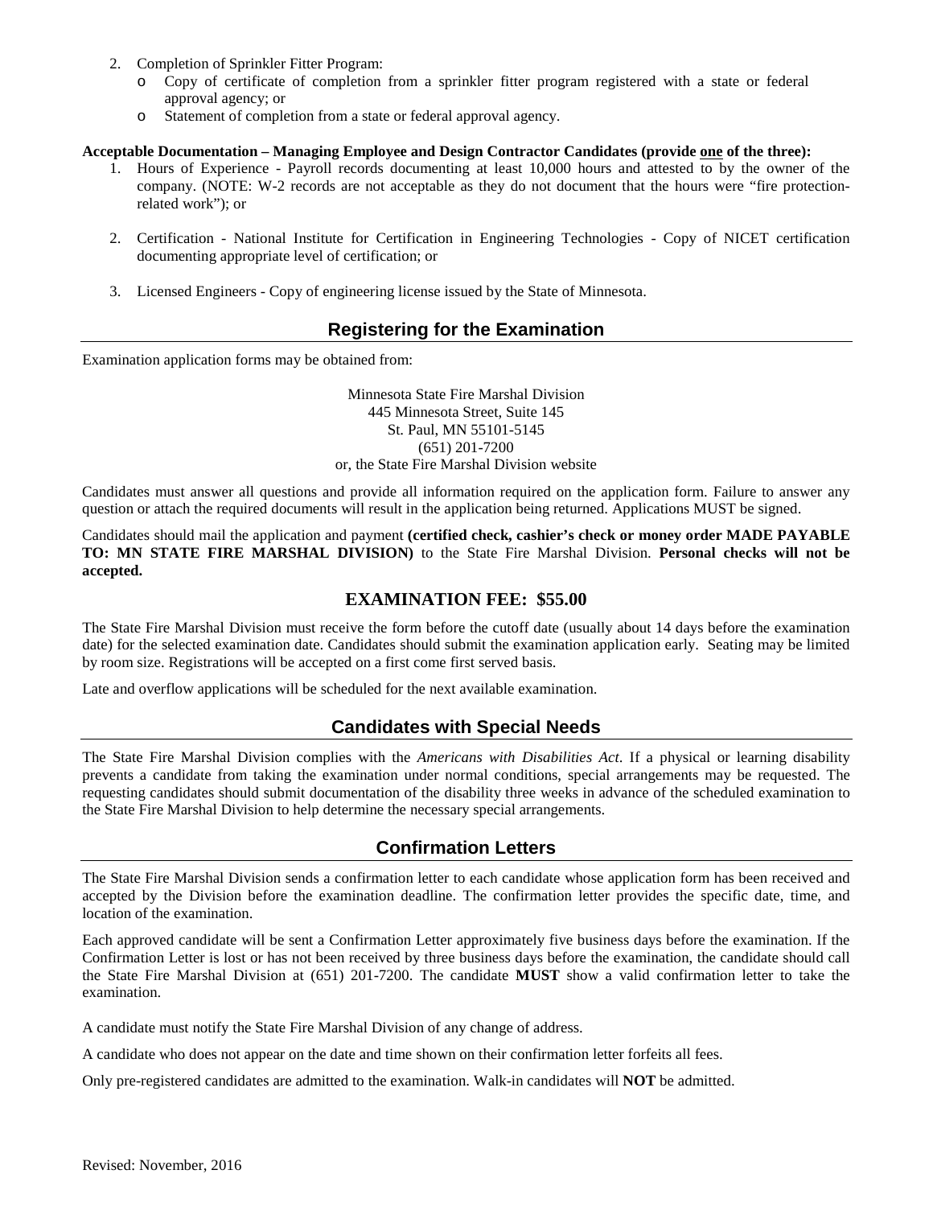2. Completion of Sprinkler Fitter Program:
   - Copy of certificate of completion from a sprinkler fitter program registered with a state or federal approval agency; or
   - Statement of completion from a state or federal approval agency.

**Acceptable Documentation – Managing Employee and Design Contractor Candidates (provide one of the three):**

1. Hours of Experience - Payroll records documenting at least 10,000 hours and attested to by the owner of the company. (NOTE: W-2 records are not acceptable as they do not document that the hours were "fire protection-related work"); or

2. Certification - National Institute for Certification in Engineering Technologies - Copy of NICET certification documenting appropriate level of certification; or

3. Licensed Engineers - Copy of engineering license issued by the State of Minnesota.

## Registering for the Examination

Examination application forms may be obtained from:

Minnesota State Fire Marshal Division
445 Minnesota Street, Suite 145
St. Paul, MN 55101-5145
(651) 201-7200
or, the State Fire Marshal Division website

Candidates must answer all questions and provide all information required on the application form. Failure to answer any question or attach the required documents will result in the application being returned. Applications MUST be signed.

Candidates should mail the application and payment **(certified check, cashier's check or money order MADE PAYABLE TO: MN STATE FIRE MARSHAL DIVISION)** to the State Fire Marshal Division. **Personal checks will not be accepted.**

### EXAMINATION FEE: $55.00

The State Fire Marshal Division must receive the form before the cutoff date (usually about 14 days before the examination date) for the selected examination date. Candidates should submit the examination application early. Seating may be limited by room size. Registrations will be accepted on a first come first served basis.

Late and overflow applications will be scheduled for the next available examination.

## Candidates with Special Needs

The State Fire Marshal Division complies with the *Americans with Disabilities Act*. If a physical or learning disability prevents a candidate from taking the examination under normal conditions, special arrangements may be requested. The requesting candidates should submit documentation of the disability three weeks in advance of the scheduled examination to the State Fire Marshal Division to help determine the necessary special arrangements.

## Confirmation Letters

The State Fire Marshal Division sends a confirmation letter to each candidate whose application form has been received and accepted by the Division before the examination deadline. The confirmation letter provides the specific date, time, and location of the examination.

Each approved candidate will be sent a Confirmation Letter approximately five business days before the examination. If the Confirmation Letter is lost or has not been received by three business days before the examination, the candidate should call the State Fire Marshal Division at (651) 201-7200. The candidate **MUST** show a valid confirmation letter to take the examination.

A candidate must notify the State Fire Marshal Division of any change of address.

A candidate who does not appear on the date and time shown on their confirmation letter forfeits all fees.

Only pre-registered candidates are admitted to the examination. Walk-in candidates will **NOT** be admitted.

Revised: November, 2016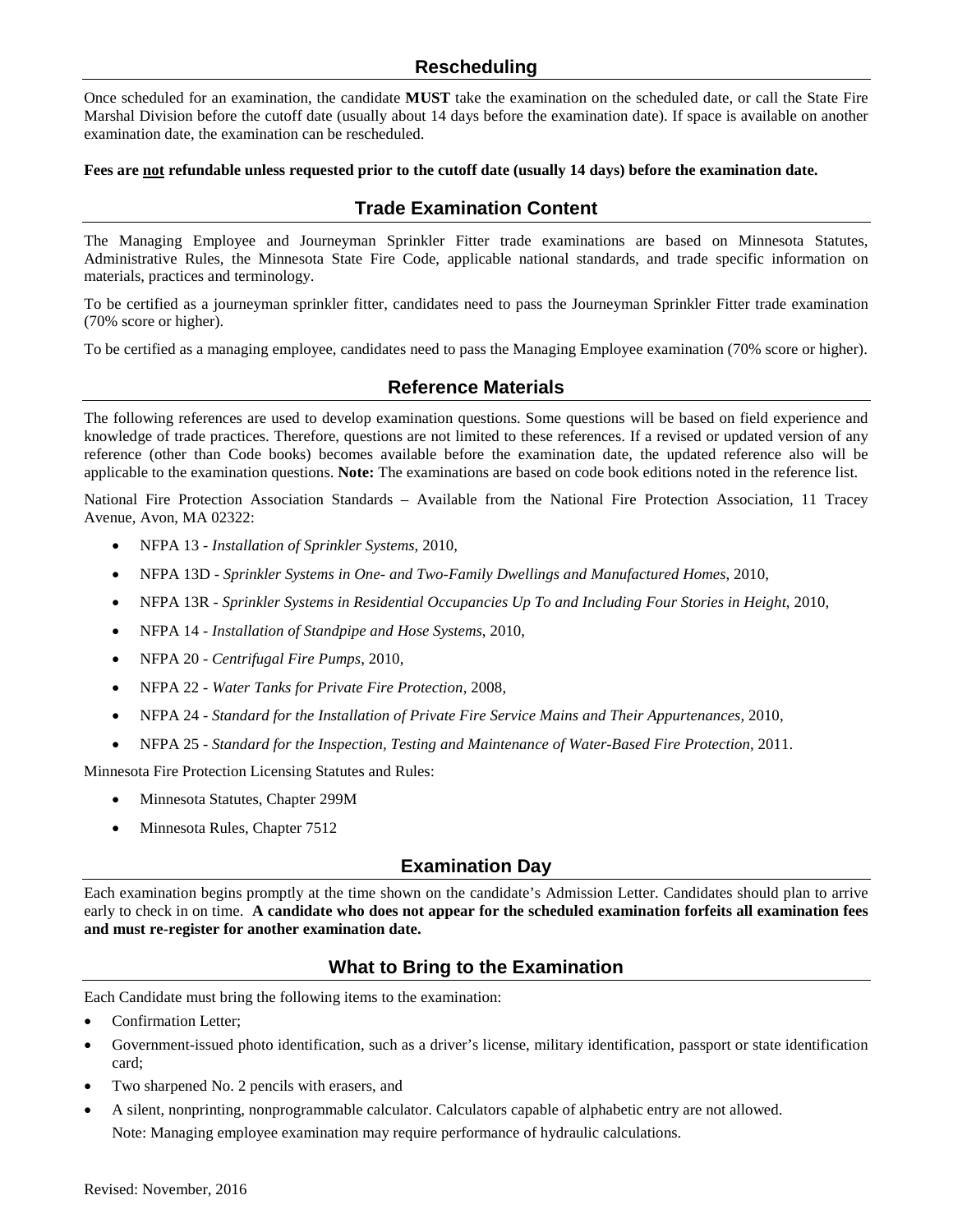## Rescheduling

Once scheduled for an examination, the candidate **MUST** take the examination on the scheduled date, or call the State Fire Marshal Division before the cutoff date (usually about 14 days before the examination date). If space is available on another examination date, the examination can be rescheduled.

**Fees are <u>not</u> refundable unless requested prior to the cutoff date (usually 14 days) before the examination date.**

## Trade Examination Content

The Managing Employee and Journeyman Sprinkler Fitter trade examinations are based on Minnesota Statutes, Administrative Rules, the Minnesota State Fire Code, applicable national standards, and trade specific information on materials, practices and terminology.

To be certified as a journeyman sprinkler fitter, candidates need to pass the Journeyman Sprinkler Fitter trade examination (70% score or higher).

To be certified as a managing employee, candidates need to pass the Managing Employee examination (70% score or higher).

## Reference Materials

The following references are used to develop examination questions. Some questions will be based on field experience and knowledge of trade practices. Therefore, questions are not limited to these references. If a revised or updated version of any reference (other than Code books) becomes available before the examination date, the updated reference also will be applicable to the examination questions. **Note:** The examinations are based on code book editions noted in the reference list.

National Fire Protection Association Standards – Available from the National Fire Protection Association, 11 Tracey Avenue, Avon, MA 02322:

- NFPA 13 - *Installation of Sprinkler Systems*, 2010,
- NFPA 13D - *Sprinkler Systems in One- and Two-Family Dwellings and Manufactured Homes*, 2010,
- NFPA 13R - *Sprinkler Systems in Residential Occupancies Up To and Including Four Stories in Height*, 2010,
- NFPA 14 - *Installation of Standpipe and Hose Systems*, 2010,
- NFPA 20 - *Centrifugal Fire Pumps*, 2010,
- NFPA 22 - *Water Tanks for Private Fire Protection*, 2008,
- NFPA 24 - *Standard for the Installation of Private Fire Service Mains and Their Appurtenances*, 2010,
- NFPA 25 - *Standard for the Inspection, Testing and Maintenance of Water-Based Fire Protection*, 2011.

Minnesota Fire Protection Licensing Statutes and Rules:

- Minnesota Statutes, Chapter 299M
- Minnesota Rules, Chapter 7512

## Examination Day

Each examination begins promptly at the time shown on the candidate's Admission Letter. Candidates should plan to arrive early to check in on time. **A candidate who does not appear for the scheduled examination forfeits all examination fees and must re-register for another examination date.**

## What to Bring to the Examination

Each Candidate must bring the following items to the examination:

- Confirmation Letter;
- Government-issued photo identification, such as a driver's license, military identification, passport or state identification card;
- Two sharpened No. 2 pencils with erasers, and
- A silent, nonprinting, nonprogrammable calculator. Calculators capable of alphabetic entry are not allowed.
  Note: Managing employee examination may require performance of hydraulic calculations.

Revised: November, 2016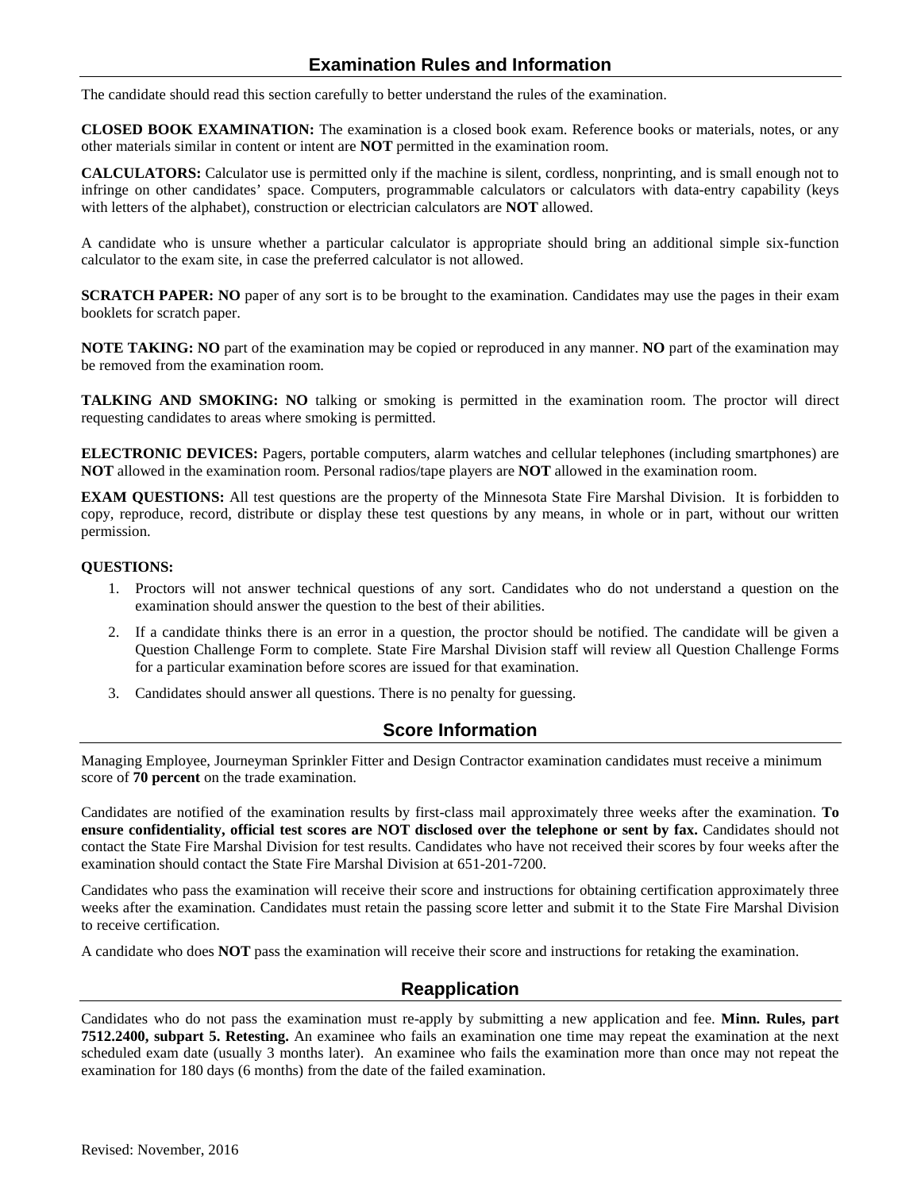## Examination Rules and Information

The candidate should read this section carefully to better understand the rules of the examination.

**CLOSED BOOK EXAMINATION:** The examination is a closed book exam. Reference books or materials, notes, or any other materials similar in content or intent are **NOT** permitted in the examination room.

**CALCULATORS:** Calculator use is permitted only if the machine is silent, cordless, nonprinting, and is small enough not to infringe on other candidates' space. Computers, programmable calculators or calculators with data-entry capability (keys with letters of the alphabet), construction or electrician calculators are **NOT** allowed.

A candidate who is unsure whether a particular calculator is appropriate should bring an additional simple six-function calculator to the exam site, in case the preferred calculator is not allowed.

**SCRATCH PAPER: NO** paper of any sort is to be brought to the examination. Candidates may use the pages in their exam booklets for scratch paper.

**NOTE TAKING: NO** part of the examination may be copied or reproduced in any manner. **NO** part of the examination may be removed from the examination room.

**TALKING AND SMOKING: NO** talking or smoking is permitted in the examination room. The proctor will direct requesting candidates to areas where smoking is permitted.

**ELECTRONIC DEVICES:** Pagers, portable computers, alarm watches and cellular telephones (including smartphones) are **NOT** allowed in the examination room. Personal radios/tape players are **NOT** allowed in the examination room.

**EXAM QUESTIONS:** All test questions are the property of the Minnesota State Fire Marshal Division. It is forbidden to copy, reproduce, record, distribute or display these test questions by any means, in whole or in part, without our written permission.

**QUESTIONS:**

1. Proctors will not answer technical questions of any sort. Candidates who do not understand a question on the examination should answer the question to the best of their abilities.
2. If a candidate thinks there is an error in a question, the proctor should be notified. The candidate will be given a Question Challenge Form to complete. State Fire Marshal Division staff will review all Question Challenge Forms for a particular examination before scores are issued for that examination.
3. Candidates should answer all questions. There is no penalty for guessing.

## Score Information

Managing Employee, Journeyman Sprinkler Fitter and Design Contractor examination candidates must receive a minimum score of **70 percent** on the trade examination.

Candidates are notified of the examination results by first-class mail approximately three weeks after the examination. **To ensure confidentiality, official test scores are NOT disclosed over the telephone or sent by fax.** Candidates should not contact the State Fire Marshal Division for test results. Candidates who have not received their scores by four weeks after the examination should contact the State Fire Marshal Division at 651-201-7200.

Candidates who pass the examination will receive their score and instructions for obtaining certification approximately three weeks after the examination. Candidates must retain the passing score letter and submit it to the State Fire Marshal Division to receive certification.

A candidate who does **NOT** pass the examination will receive their score and instructions for retaking the examination.

## Reapplication

Candidates who do not pass the examination must re-apply by submitting a new application and fee. **Minn. Rules, part 7512.2400, subpart 5. Retesting.** An examinee who fails an examination one time may repeat the examination at the next scheduled exam date (usually 3 months later). An examinee who fails the examination more than once may not repeat the examination for 180 days (6 months) from the date of the failed examination.

Revised: November, 2016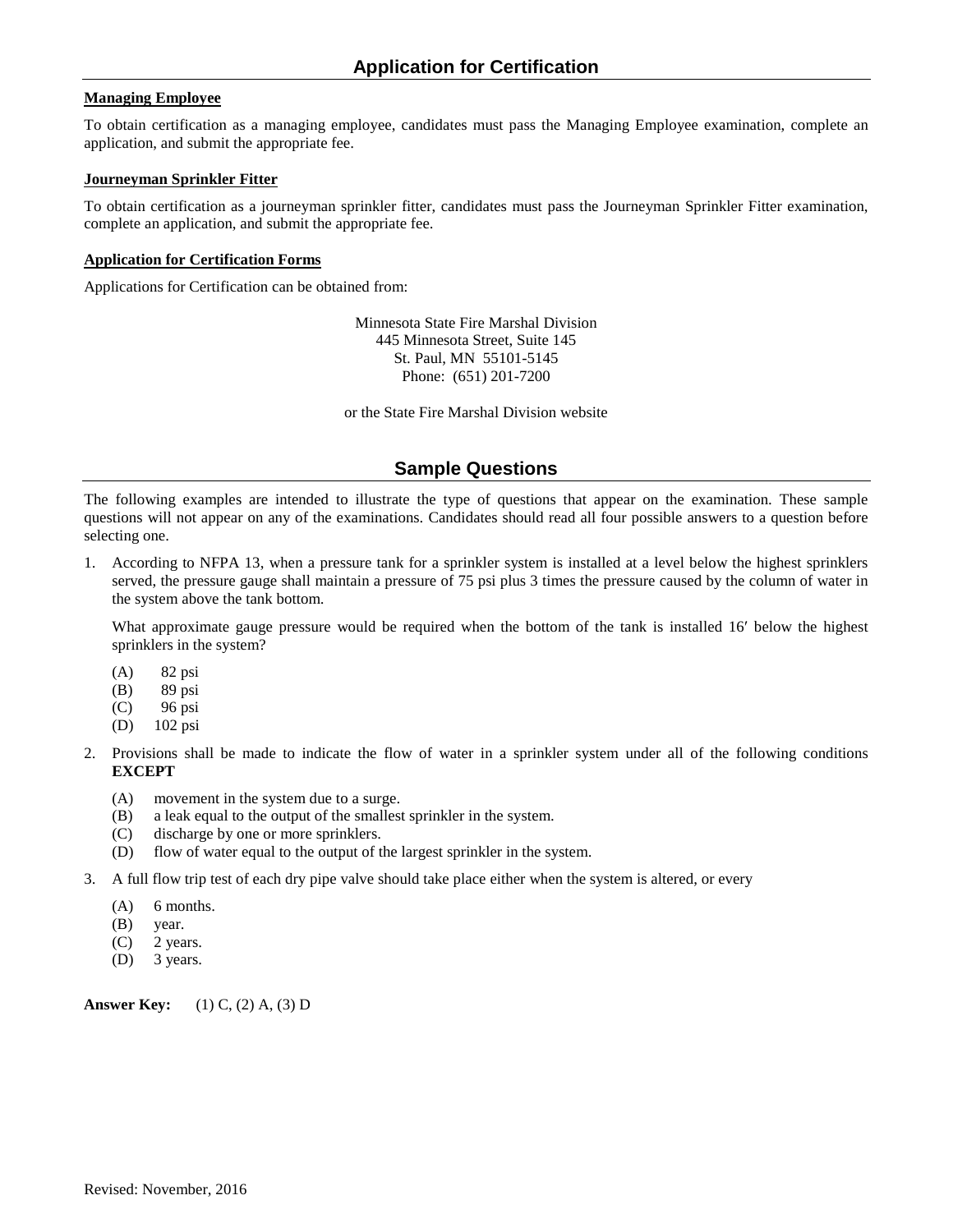## Application for Certification

**Managing Employee**

To obtain certification as a managing employee, candidates must pass the Managing Employee examination, complete an application, and submit the appropriate fee.

**Journeyman Sprinkler Fitter**

To obtain certification as a journeyman sprinkler fitter, candidates must pass the Journeyman Sprinkler Fitter examination, complete an application, and submit the appropriate fee.

**Application for Certification Forms**

Applications for Certification can be obtained from:

Minnesota State Fire Marshal Division
445 Minnesota Street, Suite 145
St. Paul, MN 55101-5145
Phone: (651) 201-7200

or the State Fire Marshal Division website

## Sample Questions

The following examples are intended to illustrate the type of questions that appear on the examination. These sample questions will not appear on any of the examinations. Candidates should read all four possible answers to a question before selecting one.

1. According to NFPA 13, when a pressure tank for a sprinkler system is installed at a level below the highest sprinklers served, the pressure gauge shall maintain a pressure of 75 psi plus 3 times the pressure caused by the column of water in the system above the tank bottom.

   What approximate gauge pressure would be required when the bottom of the tank is installed 16′ below the highest sprinklers in the system?

   (A) 82 psi
   (B) 89 psi
   (C) 96 psi
   (D) 102 psi

2. Provisions shall be made to indicate the flow of water in a sprinkler system under all of the following conditions **EXCEPT**

   (A) movement in the system due to a surge.
   (B) a leak equal to the output of the smallest sprinkler in the system.
   (C) discharge by one or more sprinklers.
   (D) flow of water equal to the output of the largest sprinkler in the system.

3. A full flow trip test of each dry pipe valve should take place either when the system is altered, or every

   (A) 6 months.
   (B) year.
   (C) 2 years.
   (D) 3 years.

**Answer Key:** (1) C, (2) A, (3) D

Revised: November, 2016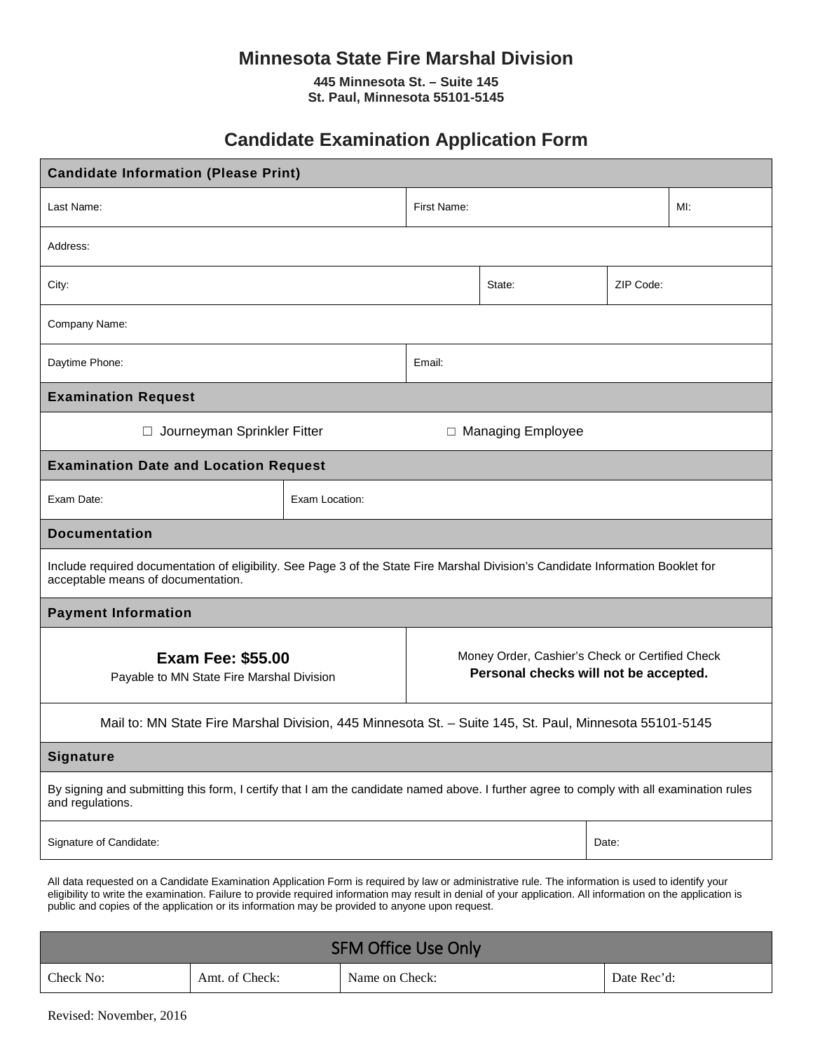# Minnesota State Fire Marshal Division

**445 Minnesota St. – Suite 145**
**St. Paul, Minnesota 55101-5145**

## Candidate Examination Application Form

| **Candidate Information (Please Print)** | | |
|---|---|---|
| Last Name: | First Name: | MI: |
| Address: | | |
| City: | State: | ZIP Code: |
| Company Name: | | |
| Daytime Phone: | Email: | |

| **Examination Request** | |
|---|---|
| ☐ Journeyman Sprinkler Fitter | ☐ Managing Employee |

| **Examination Date and Location Request** | |
|---|---|
| Exam Date: | Exam Location: |

| **Documentation** |
|---|
| Include required documentation of eligibility. See Page 3 of the State Fire Marshal Division's Candidate Information Booklet for acceptable means of documentation. |

| **Payment Information** | |
|---|---|
| **Exam Fee: $55.00** Payable to MN State Fire Marshal Division | Money Order, Cashier's Check or Certified Check **Personal checks will not be accepted.** |
| Mail to: MN State Fire Marshal Division, 445 Minnesota St. – Suite 145, St. Paul, Minnesota 55101-5145 | |

| **Signature** | |
|---|---|
| By signing and submitting this form, I certify that I am the candidate named above. I further agree to comply with all examination rules and regulations. | |
| Signature of Candidate: | Date: |

All data requested on a Candidate Examination Application Form is required by law or administrative rule. The information is used to identify your eligibility to write the examination. Failure to provide required information may result in denial of your application. All information on the application is public and copies of the application or its information may be provided to anyone upon request.

| SFM Office Use Only | | | |
|---|---|---|---|
| Check No: | Amt. of Check: | Name on Check: | Date Rec'd: |

Revised: November, 2016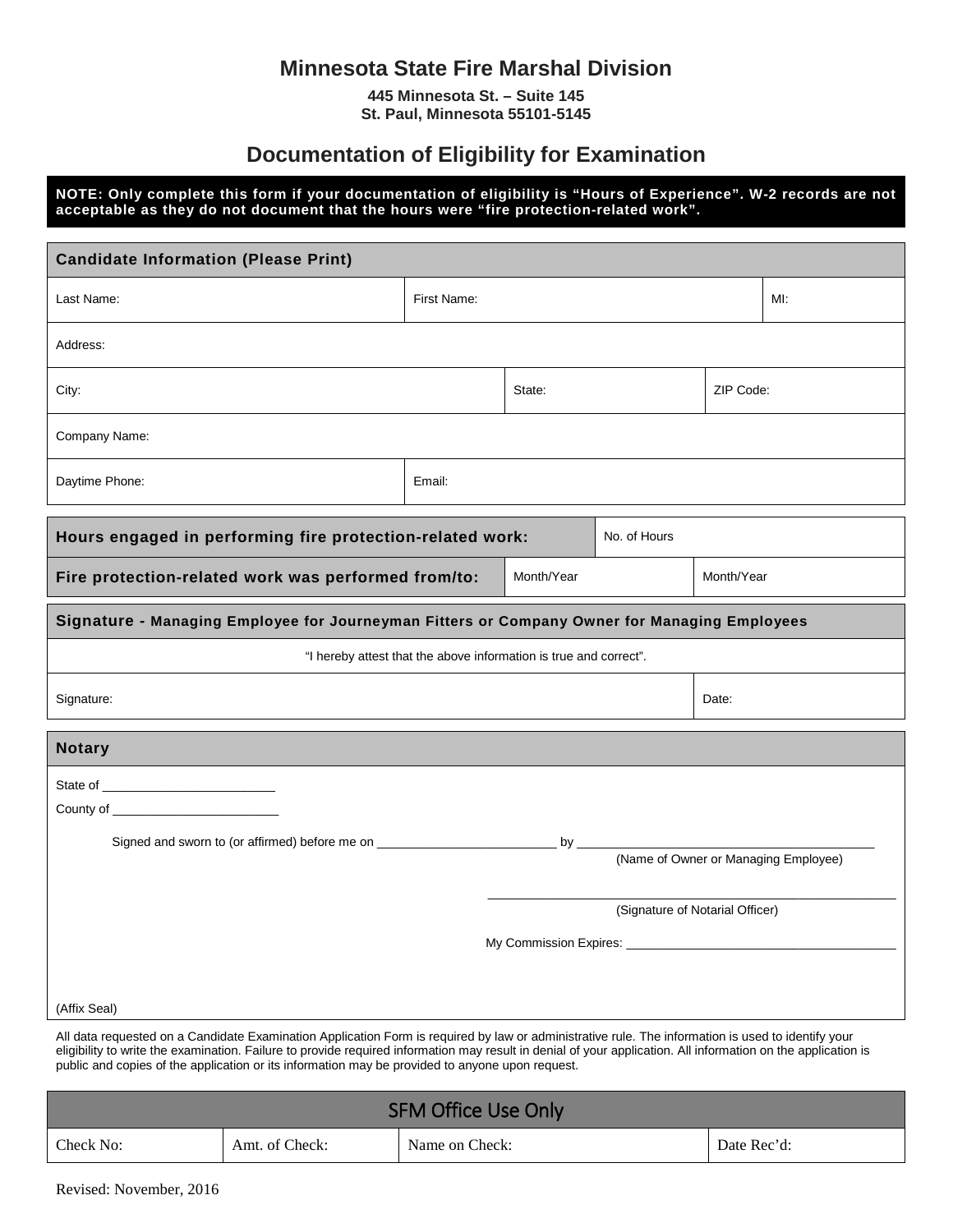# Minnesota State Fire Marshal Division

**445 Minnesota St. – Suite 145**
**St. Paul, Minnesota 55101-5145**

## Documentation of Eligibility for Examination

**NOTE: Only complete this form if your documentation of eligibility is "Hours of Experience". W-2 records are not acceptable as they do not document that the hours were "fire protection-related work".**

| **Candidate Information (Please Print)** | | |
|---|---|---|
| Last Name: | First Name: | MI: |
| Address: | | |
| City: | State: | ZIP Code: |
| Company Name: | | |
| Daytime Phone: | Email: | |

| | | |
|---|---|---|
| **Hours engaged in performing fire protection-related work:** | No. of Hours | |
| **Fire protection-related work was performed from/to:** | Month/Year | Month/Year |

| **Signature - Managing Employee for Journeyman Fitters or Company Owner for Managing Employees** | |
|---|---|
| "I hereby attest that the above information is true and correct". | |
| Signature: | Date: |

**Notary**

State of ________________________

County of ________________________

Signed and sworn to (or affirmed) before me on _________________________ by _________________________________________
(Name of Owner or Managing Employee)

_________________________________________
(Signature of Notarial Officer)

My Commission Expires: _____________________________________

(Affix Seal)

All data requested on a Candidate Examination Application Form is required by law or administrative rule. The information is used to identify your eligibility to write the examination. Failure to provide required information may result in denial of your application. All information on the application is public and copies of the application or its information may be provided to anyone upon request.

| SFM Office Use Only | | | |
|---|---|---|---|
| Check No: | Amt. of Check: | Name on Check: | Date Rec'd: |

Revised: November, 2016